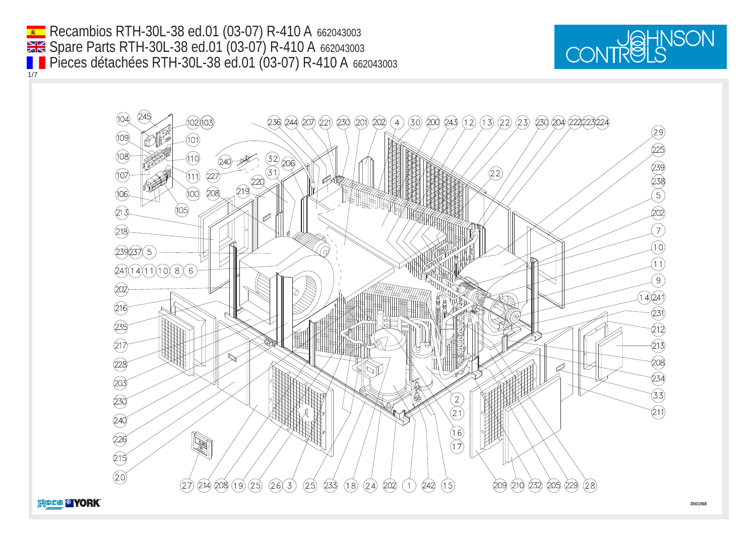# Recambios RTH-30L-38 ed.01 (03-07) R-410 A 662043003

# Spare Parts RTH-30L-38 ed.01 (03-07) R-410 A 662043003

# Pieces détachées RTH-30L-38 ed.01 (03-07) R-410 A 662043003

JOHNSON CONTROLS

104 245 102 103 109 101 108 110 107 111 106 100 105 213 218 239 237 5 241 14 11 10 8 6 202 216 235 217 228 203 230 240 226 215 20

240 32 206 227 31 208 220 219

236 244 207 221 230 201 202 4 30 200 243 12 13 22 23 230 204 222 223 224

22

29 225 239 238 5 202 7 10 11 9 14 241 231 212 213 208 234 33 211

2 21 16 17

27 214 208 19 25 26 3 25 233 18 24 202 1 242 15 209 210 232 205 229 28

Roca YORK

3501f68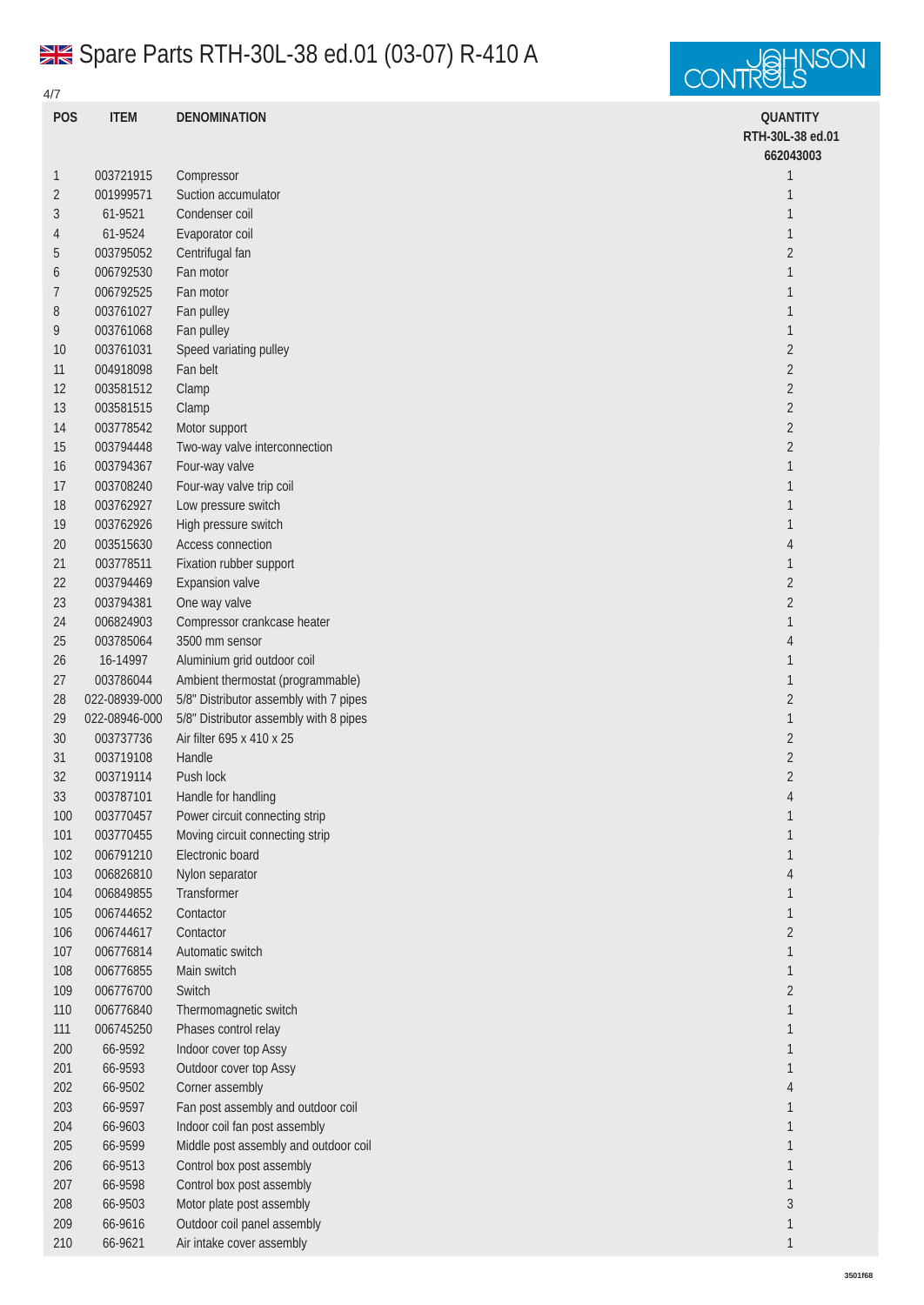# Spare Parts RTH-30L-38 ed.01 (03-07) R-410 A

| POS | ITEM | DENOMINATION | QUANTITY RTH-30L-38 ed.01 662043003 |
|---|---|---|---|
| 1 | 003721915 | Compressor | 1 |
| 2 | 001999571 | Suction accumulator | 1 |
| 3 | 61-9521 | Condenser coil | 1 |
| 4 | 61-9524 | Evaporator coil | 1 |
| 5 | 003795052 | Centrifugal fan | 2 |
| 6 | 006792530 | Fan motor | 1 |
| 7 | 006792525 | Fan motor | 1 |
| 8 | 003761027 | Fan pulley | 1 |
| 9 | 003761068 | Fan pulley | 1 |
| 10 | 003761031 | Speed variating pulley | 2 |
| 11 | 004918098 | Fan belt | 2 |
| 12 | 003581512 | Clamp | 2 |
| 13 | 003581515 | Clamp | 2 |
| 14 | 003778542 | Motor support | 2 |
| 15 | 003794448 | Two-way valve interconnection | 2 |
| 16 | 003794367 | Four-way valve | 1 |
| 17 | 003708240 | Four-way valve trip coil | 1 |
| 18 | 003762927 | Low pressure switch | 1 |
| 19 | 003762926 | High pressure switch | 1 |
| 20 | 003515630 | Access connection | 4 |
| 21 | 003778511 | Fixation rubber support | 1 |
| 22 | 003794469 | Expansion valve | 2 |
| 23 | 003794381 | One way valve | 2 |
| 24 | 006824903 | Compressor crankcase heater | 1 |
| 25 | 003785064 | 3500 mm sensor | 4 |
| 26 | 16-14997 | Aluminium grid outdoor coil | 1 |
| 27 | 003786044 | Ambient thermostat (programmable) | 1 |
| 28 | 022-08939-000 | 5/8" Distributor assembly with 7 pipes | 2 |
| 29 | 022-08946-000 | 5/8" Distributor assembly with 8 pipes | 1 |
| 30 | 003737736 | Air filter 695 x 410 x 25 | 2 |
| 31 | 003719108 | Handle | 2 |
| 32 | 003719114 | Push lock | 2 |
| 33 | 003787101 | Handle for handling | 4 |
| 100 | 003770457 | Power circuit connecting strip | 1 |
| 101 | 003770455 | Moving circuit connecting strip | 1 |
| 102 | 006791210 | Electronic board | 1 |
| 103 | 006826810 | Nylon separator | 4 |
| 104 | 006849855 | Transformer | 1 |
| 105 | 006744652 | Contactor | 1 |
| 106 | 006744617 | Contactor | 2 |
| 107 | 006776814 | Automatic switch | 1 |
| 108 | 006776855 | Main switch | 1 |
| 109 | 006776700 | Switch | 2 |
| 110 | 006776840 | Thermomagnetic switch | 1 |
| 111 | 006745250 | Phases control relay | 1 |
| 200 | 66-9592 | Indoor cover top Assy | 1 |
| 201 | 66-9593 | Outdoor cover top Assy | 1 |
| 202 | 66-9502 | Corner assembly | 4 |
| 203 | 66-9597 | Fan post assembly and outdoor coil | 1 |
| 204 | 66-9603 | Indoor coil fan post assembly | 1 |
| 205 | 66-9599 | Middle post assembly and outdoor coil | 1 |
| 206 | 66-9513 | Control box post assembly | 1 |
| 207 | 66-9598 | Control box post assembly | 1 |
| 208 | 66-9503 | Motor plate post assembly | 3 |
| 209 | 66-9616 | Outdoor coil panel assembly | 1 |
| 210 | 66-9621 | Air intake cover assembly | 1 |

3501f68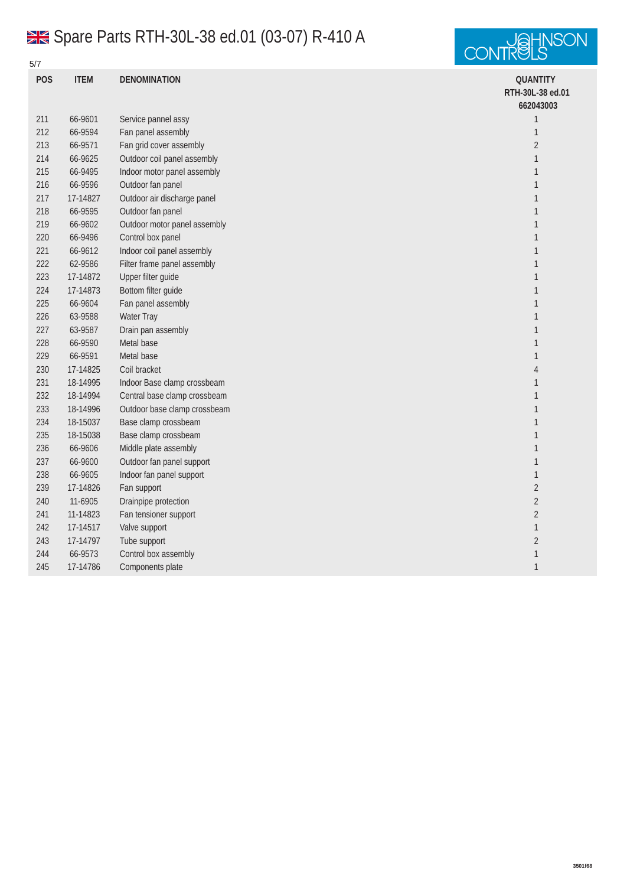# Spare Parts RTH-30L-38 ed.01 (03-07) R-410 A

| POS | ITEM | DENOMINATION | QUANTITY RTH-30L-38 ed.01 662043003 |
|---|---|---|---|
| 211 | 66-9601 | Service pannel assy | 1 |
| 212 | 66-9594 | Fan panel assembly | 1 |
| 213 | 66-9571 | Fan grid cover assembly | 2 |
| 214 | 66-9625 | Outdoor coil panel assembly | 1 |
| 215 | 66-9495 | Indoor motor panel assembly | 1 |
| 216 | 66-9596 | Outdoor fan panel | 1 |
| 217 | 17-14827 | Outdoor air discharge panel | 1 |
| 218 | 66-9595 | Outdoor fan panel | 1 |
| 219 | 66-9602 | Outdoor motor panel assembly | 1 |
| 220 | 66-9496 | Control box panel | 1 |
| 221 | 66-9612 | Indoor coil panel assembly | 1 |
| 222 | 62-9586 | Filter frame panel assembly | 1 |
| 223 | 17-14872 | Upper filter guide | 1 |
| 224 | 17-14873 | Bottom filter guide | 1 |
| 225 | 66-9604 | Fan panel assembly | 1 |
| 226 | 63-9588 | Water Tray | 1 |
| 227 | 63-9587 | Drain pan assembly | 1 |
| 228 | 66-9590 | Metal base | 1 |
| 229 | 66-9591 | Metal base | 1 |
| 230 | 17-14825 | Coil bracket | 4 |
| 231 | 18-14995 | Indoor Base clamp crossbeam | 1 |
| 232 | 18-14994 | Central base clamp crossbeam | 1 |
| 233 | 18-14996 | Outdoor base clamp crossbeam | 1 |
| 234 | 18-15037 | Base clamp crossbeam | 1 |
| 235 | 18-15038 | Base clamp crossbeam | 1 |
| 236 | 66-9606 | Middle plate assembly | 1 |
| 237 | 66-9600 | Outdoor fan panel support | 1 |
| 238 | 66-9605 | Indoor fan panel support | 1 |
| 239 | 17-14826 | Fan support | 2 |
| 240 | 11-6905 | Drainpipe protection | 2 |
| 241 | 11-14823 | Fan tensioner support | 2 |
| 242 | 17-14517 | Valve support | 1 |
| 243 | 17-14797 | Tube support | 2 |
| 244 | 66-9573 | Control box assembly | 1 |
| 245 | 17-14786 | Components plate | 1 |

3501f68